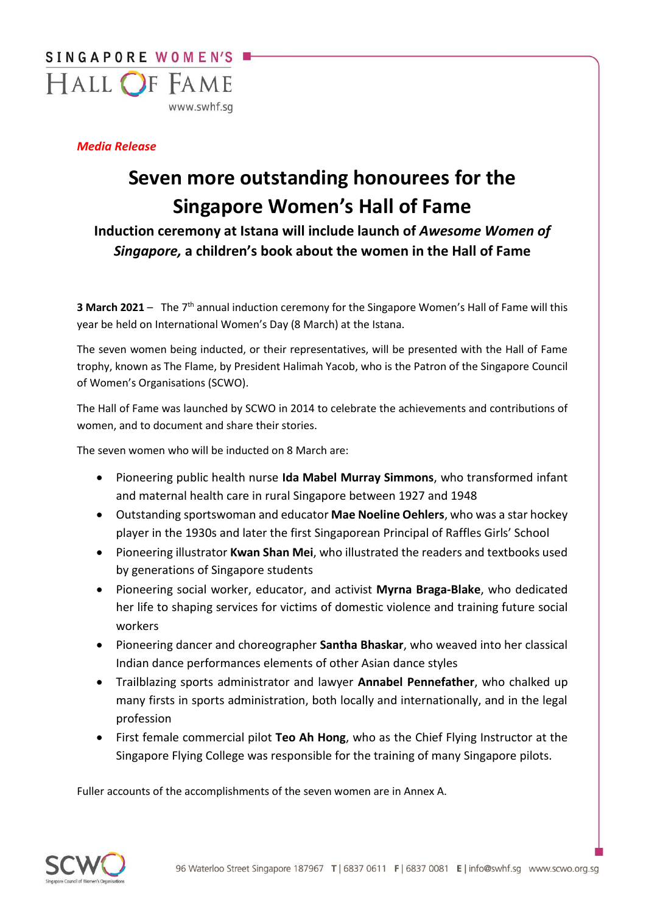SINGAPORE WOMEN'S HALL OF FAME
www.swhf.sg

*Media Release*

# Seven more outstanding honourees for the Singapore Women's Hall of Fame

### Induction ceremony at Istana will include launch of *Awesome Women of Singapore,* a children's book about the women in the Hall of Fame

**3 March 2021** – The 7th annual induction ceremony for the Singapore Women's Hall of Fame will this year be held on International Women's Day (8 March) at the Istana.

The seven women being inducted, or their representatives, will be presented with the Hall of Fame trophy, known as The Flame, by President Halimah Yacob, who is the Patron of the Singapore Council of Women's Organisations (SCWO).

The Hall of Fame was launched by SCWO in 2014 to celebrate the achievements and contributions of women, and to document and share their stories.

The seven women who will be inducted on 8 March are:

- Pioneering public health nurse **Ida Mabel Murray Simmons**, who transformed infant and maternal health care in rural Singapore between 1927 and 1948
- Outstanding sportswoman and educator **Mae Noeline Oehlers**, who was a star hockey player in the 1930s and later the first Singaporean Principal of Raffles Girls' School
- Pioneering illustrator **Kwan Shan Mei**, who illustrated the readers and textbooks used by generations of Singapore students
- Pioneering social worker, educator, and activist **Myrna Braga-Blake**, who dedicated her life to shaping services for victims of domestic violence and training future social workers
- Pioneering dancer and choreographer **Santha Bhaskar**, who weaved into her classical Indian dance performances elements of other Asian dance styles
- Trailblazing sports administrator and lawyer **Annabel Pennefather**, who chalked up many firsts in sports administration, both locally and internationally, and in the legal profession
- First female commercial pilot **Teo Ah Hong**, who as the Chief Flying Instructor at the Singapore Flying College was responsible for the training of many Singapore pilots.

Fuller accounts of the accomplishments of the seven women are in Annex A.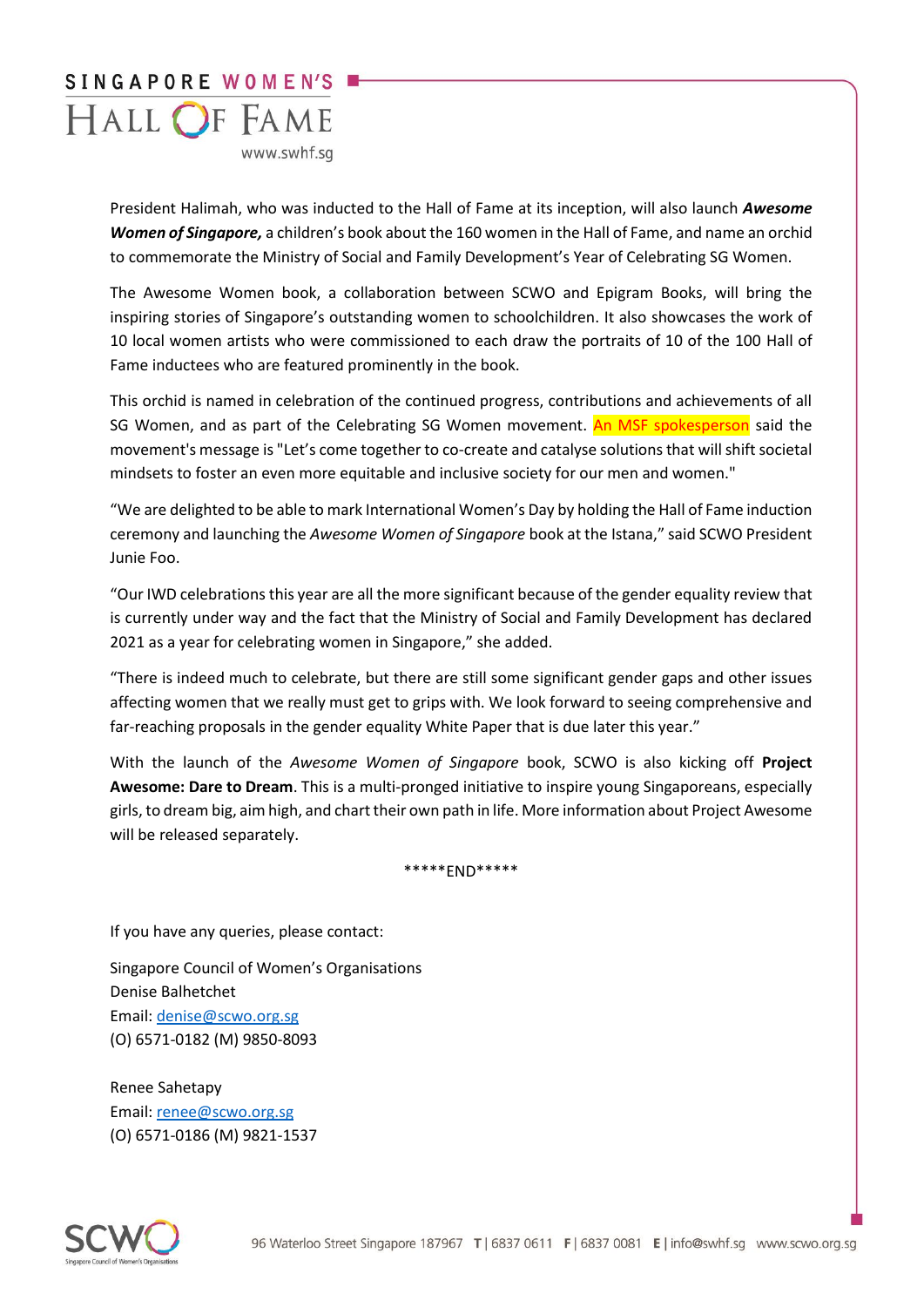President Halimah, who was inducted to the Hall of Fame at its inception, will also launch ***Awesome Women of Singapore,*** a children's book about the 160 women in the Hall of Fame, and name an orchid to commemorate the Ministry of Social and Family Development's Year of Celebrating SG Women.

The Awesome Women book, a collaboration between SCWO and Epigram Books, will bring the inspiring stories of Singapore's outstanding women to schoolchildren. It also showcases the work of 10 local women artists who were commissioned to each draw the portraits of 10 of the 100 Hall of Fame inductees who are featured prominently in the book.

This orchid is named in celebration of the continued progress, contributions and achievements of all SG Women, and as part of the Celebrating SG Women movement. An MSF spokesperson said the movement's message is "Let's come together to co-create and catalyse solutions that will shift societal mindsets to foster an even more equitable and inclusive society for our men and women."

"We are delighted to be able to mark International Women's Day by holding the Hall of Fame induction ceremony and launching the *Awesome Women of Singapore* book at the Istana," said SCWO President Junie Foo.

"Our IWD celebrations this year are all the more significant because of the gender equality review that is currently under way and the fact that the Ministry of Social and Family Development has declared 2021 as a year for celebrating women in Singapore," she added.

"There is indeed much to celebrate, but there are still some significant gender gaps and other issues affecting women that we really must get to grips with. We look forward to seeing comprehensive and far-reaching proposals in the gender equality White Paper that is due later this year."

With the launch of the *Awesome Women of Singapore* book, SCWO is also kicking off **Project Awesome: Dare to Dream**. This is a multi-pronged initiative to inspire young Singaporeans, especially girls, to dream big, aim high, and chart their own path in life. More information about Project Awesome will be released separately.

*****END*****

If you have any queries, please contact:

Singapore Council of Women's Organisations
Denise Balhetchet
Email: denise@scwo.org.sg
(O) 6571-0182 (M) 9850-8093

Renee Sahetapy
Email: renee@scwo.org.sg
(O) 6571-0186 (M) 9821-1537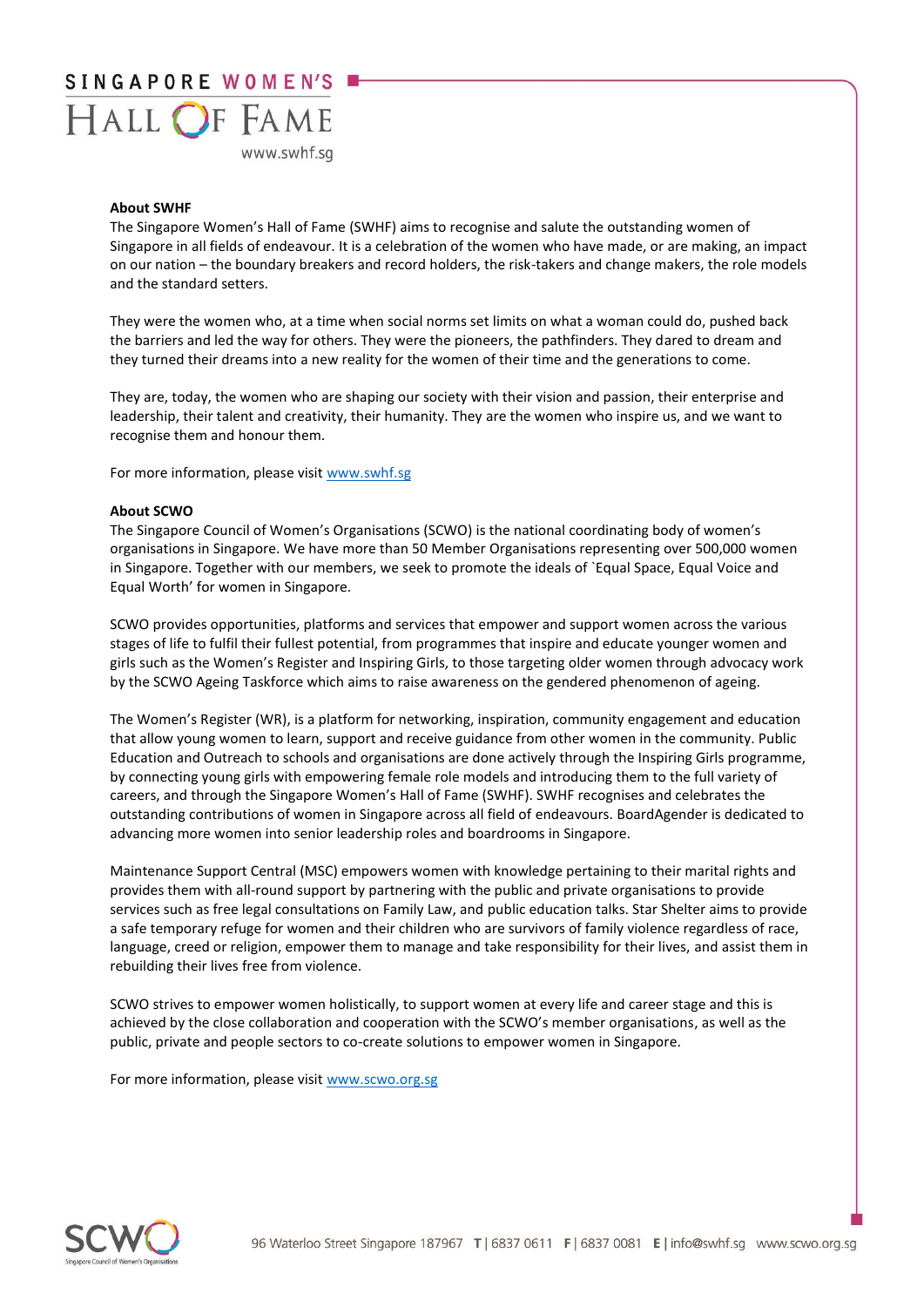**About SWHF**

The Singapore Women's Hall of Fame (SWHF) aims to recognise and salute the outstanding women of Singapore in all fields of endeavour. It is a celebration of the women who have made, or are making, an impact on our nation – the boundary breakers and record holders, the risk-takers and change makers, the role models and the standard setters.

They were the women who, at a time when social norms set limits on what a woman could do, pushed back the barriers and led the way for others. They were the pioneers, the pathfinders. They dared to dream and they turned their dreams into a new reality for the women of their time and the generations to come.

They are, today, the women who are shaping our society with their vision and passion, their enterprise and leadership, their talent and creativity, their humanity. They are the women who inspire us, and we want to recognise them and honour them.

For more information, please visit www.swhf.sg

**About SCWO**

The Singapore Council of Women's Organisations (SCWO) is the national coordinating body of women's organisations in Singapore. We have more than 50 Member Organisations representing over 500,000 women in Singapore. Together with our members, we seek to promote the ideals of `Equal Space, Equal Voice and Equal Worth' for women in Singapore.

SCWO provides opportunities, platforms and services that empower and support women across the various stages of life to fulfil their fullest potential, from programmes that inspire and educate younger women and girls such as the Women's Register and Inspiring Girls, to those targeting older women through advocacy work by the SCWO Ageing Taskforce which aims to raise awareness on the gendered phenomenon of ageing.

The Women's Register (WR), is a platform for networking, inspiration, community engagement and education that allow young women to learn, support and receive guidance from other women in the community. Public Education and Outreach to schools and organisations are done actively through the Inspiring Girls programme, by connecting young girls with empowering female role models and introducing them to the full variety of careers, and through the Singapore Women's Hall of Fame (SWHF). SWHF recognises and celebrates the outstanding contributions of women in Singapore across all field of endeavours. BoardAgender is dedicated to advancing more women into senior leadership roles and boardrooms in Singapore.

Maintenance Support Central (MSC) empowers women with knowledge pertaining to their marital rights and provides them with all-round support by partnering with the public and private organisations to provide services such as free legal consultations on Family Law, and public education talks. Star Shelter aims to provide a safe temporary refuge for women and their children who are survivors of family violence regardless of race, language, creed or religion, empower them to manage and take responsibility for their lives, and assist them in rebuilding their lives free from violence.

SCWO strives to empower women holistically, to support women at every life and career stage and this is achieved by the close collaboration and cooperation with the SCWO's member organisations, as well as the public, private and people sectors to co-create solutions to empower women in Singapore.

For more information, please visit www.scwo.org.sg